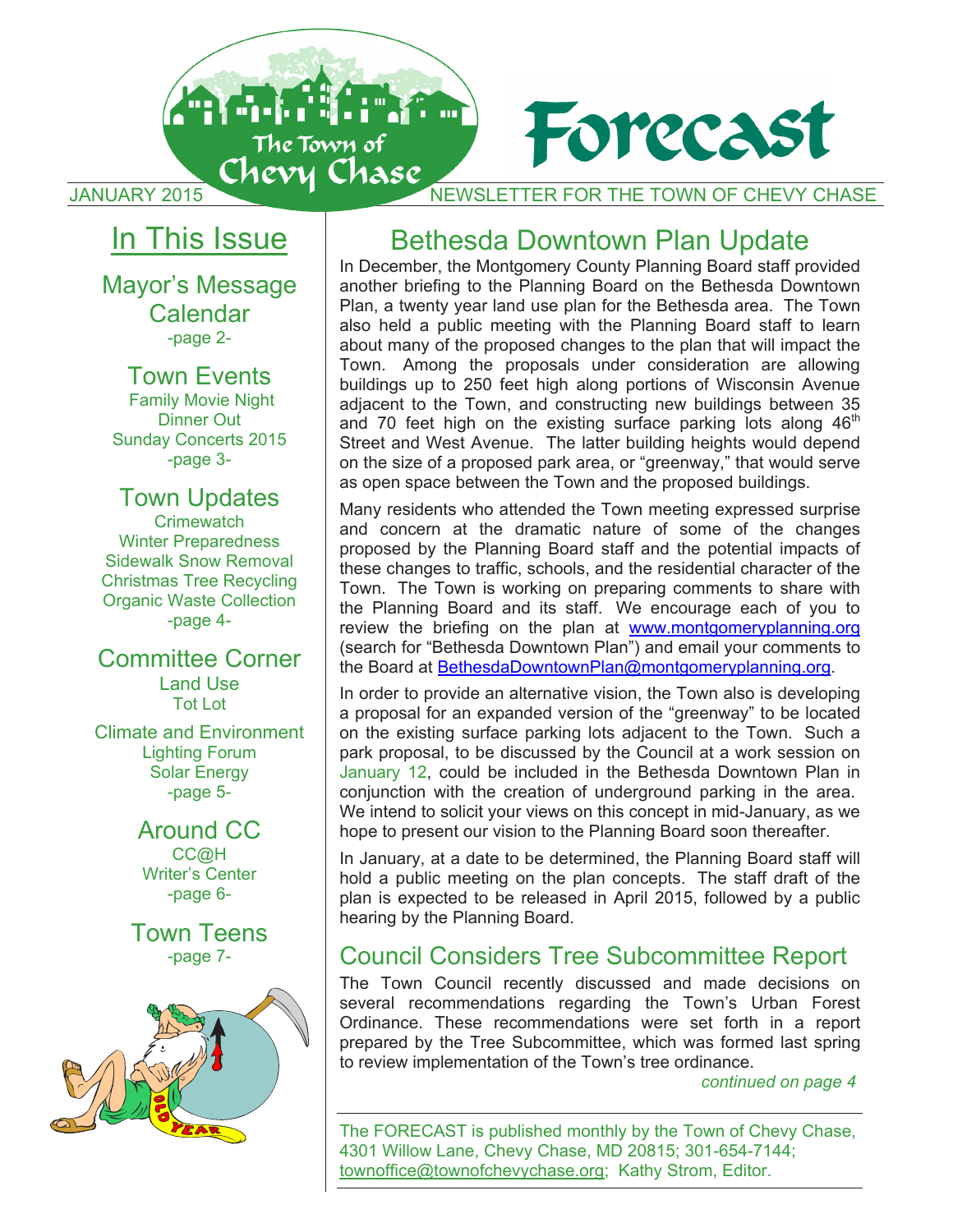# Forecast

JANUARY 2015 — NEWSLETTER FOR THE TOWN OF CHEVY CHASE

## In This Issue

**Mayor's Message**
**Calendar**
-page 2-

**Town Events**
Family Movie Night
Dinner Out
Sunday Concerts 2015
-page 3-

**Town Updates**
Crimewatch
Winter Preparedness
Sidewalk Snow Removal
Christmas Tree Recycling
Organic Waste Collection
-page 4-

**Committee Corner**
Land Use
Tot Lot

Climate and Environment
Lighting Forum
Solar Energy
-page 5-

**Around CC**
CC@H
Writer's Center
-page 6-

**Town Teens**
-page 7-

## Bethesda Downtown Plan Update

In December, the Montgomery County Planning Board staff provided another briefing to the Planning Board on the Bethesda Downtown Plan, a twenty year land use plan for the Bethesda area. The Town also held a public meeting with the Planning Board staff to learn about many of the proposed changes to the plan that will impact the Town. Among the proposals under consideration are allowing buildings up to 250 feet high along portions of Wisconsin Avenue adjacent to the Town, and constructing new buildings between 35 and 70 feet high on the existing surface parking lots along 46th Street and West Avenue. The latter building heights would depend on the size of a proposed park area, or "greenway," that would serve as open space between the Town and the proposed buildings.

Many residents who attended the Town meeting expressed surprise and concern at the dramatic nature of some of the changes proposed by the Planning Board staff and the potential impacts of these changes to traffic, schools, and the residential character of the Town. The Town is working on preparing comments to share with the Planning Board and its staff. We encourage each of you to review the briefing on the plan at www.montgomeryplanning.org (search for "Bethesda Downtown Plan") and email your comments to the Board at BethesdaDowntownPlan@montgomeryplanning.org.

In order to provide an alternative vision, the Town also is developing a proposal for an expanded version of the "greenway" to be located on the existing surface parking lots adjacent to the Town. Such a park proposal, to be discussed by the Council at a work session on January 12, could be included in the Bethesda Downtown Plan in conjunction with the creation of underground parking in the area. We intend to solicit your views on this concept in mid-January, as we hope to present our vision to the Planning Board soon thereafter.

In January, at a date to be determined, the Planning Board staff will hold a public meeting on the plan concepts. The staff draft of the plan is expected to be released in April 2015, followed by a public hearing by the Planning Board.

## Council Considers Tree Subcommittee Report

The Town Council recently discussed and made decisions on several recommendations regarding the Town's Urban Forest Ordinance. These recommendations were set forth in a report prepared by the Tree Subcommittee, which was formed last spring to review implementation of the Town's tree ordinance.

*continued on page 4*

The FORECAST is published monthly by the Town of Chevy Chase, 4301 Willow Lane, Chevy Chase, MD 20815; 301-654-7144; townoffice@townofchevychase.org; Kathy Strom, Editor.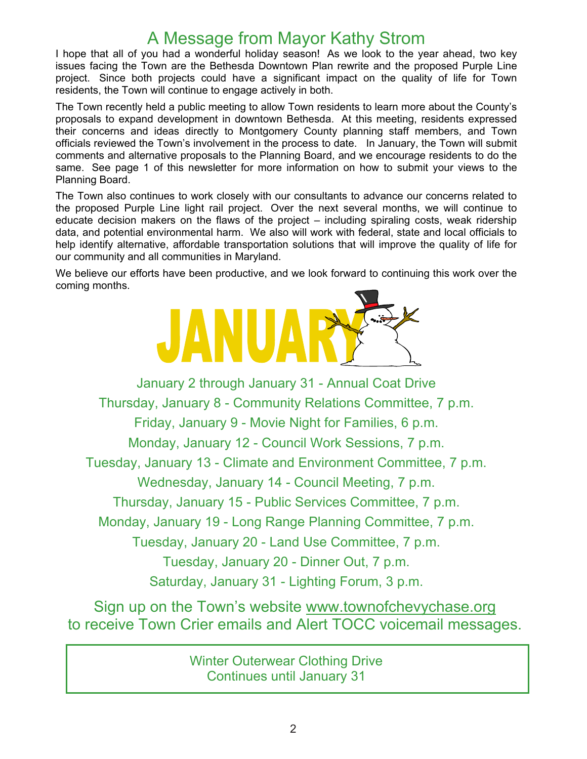# A Message from Mayor Kathy Strom

I hope that all of you had a wonderful holiday season! As we look to the year ahead, two key issues facing the Town are the Bethesda Downtown Plan rewrite and the proposed Purple Line project. Since both projects could have a significant impact on the quality of life for Town residents, the Town will continue to engage actively in both.

The Town recently held a public meeting to allow Town residents to learn more about the County's proposals to expand development in downtown Bethesda. At this meeting, residents expressed their concerns and ideas directly to Montgomery County planning staff members, and Town officials reviewed the Town's involvement in the process to date. In January, the Town will submit comments and alternative proposals to the Planning Board, and we encourage residents to do the same. See page 1 of this newsletter for more information on how to submit your views to the Planning Board.

The Town also continues to work closely with our consultants to advance our concerns related to the proposed Purple Line light rail project. Over the next several months, we will continue to educate decision makers on the flaws of the project – including spiraling costs, weak ridership data, and potential environmental harm. We also will work with federal, state and local officials to help identify alternative, affordable transportation solutions that will improve the quality of life for our community and all communities in Maryland.

We believe our efforts have been productive, and we look forward to continuing this work over the coming months.

# JANUARY

January 2 through January 31 - Annual Coat Drive

Thursday, January 8 - Community Relations Committee, 7 p.m.

Friday, January 9 - Movie Night for Families, 6 p.m.

Monday, January 12 - Council Work Sessions, 7 p.m.

Tuesday, January 13 - Climate and Environment Committee, 7 p.m.

Wednesday, January 14 - Council Meeting, 7 p.m.

Thursday, January 15 - Public Services Committee, 7 p.m.

Monday, January 19 - Long Range Planning Committee, 7 p.m.

Tuesday, January 20 - Land Use Committee, 7 p.m.

Tuesday, January 20 - Dinner Out, 7 p.m.

Saturday, January 31 - Lighting Forum, 3 p.m.

Sign up on the Town's website www.townofchevychase.org to receive Town Crier emails and Alert TOCC voicemail messages.

Winter Outerwear Clothing Drive
Continues until January 31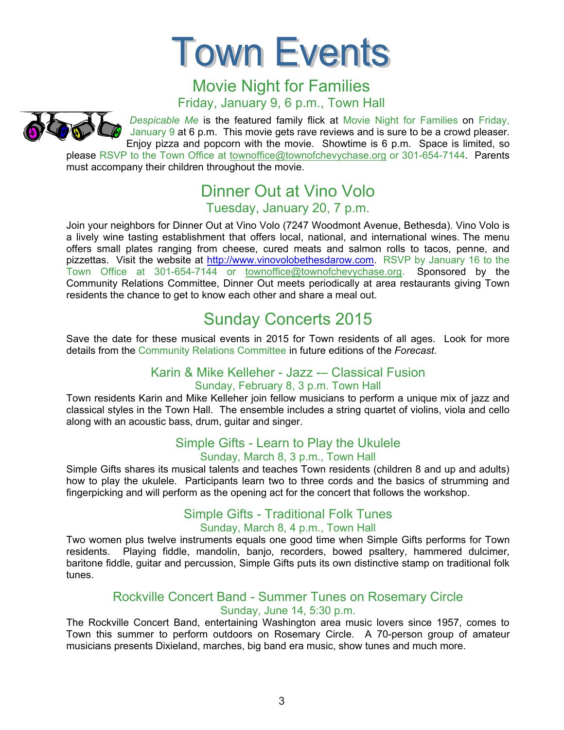# Town Events

## Movie Night for Families

### Friday, January 9, 6 p.m., Town Hall

*Despicable Me* is the featured family flick at Movie Night for Families on Friday, January 9 at 6 p.m. This movie gets rave reviews and is sure to be a crowd pleaser. Enjoy pizza and popcorn with the movie. Showtime is 6 p.m. Space is limited, so please RSVP to the Town Office at townoffice@townofchevychase.org or 301-654-7144. Parents must accompany their children throughout the movie.

## Dinner Out at Vino Volo

### Tuesday, January 20, 7 p.m.

Join your neighbors for Dinner Out at Vino Volo (7247 Woodmont Avenue, Bethesda). Vino Volo is a lively wine tasting establishment that offers local, national, and international wines. The menu offers small plates ranging from cheese, cured meats and salmon rolls to tacos, penne, and pizzettas. Visit the website at http://www.vinovolobethesdarow.com. RSVP by January 16 to the Town Office at 301-654-7144 or townoffice@townofchevychase.org. Sponsored by the Community Relations Committee, Dinner Out meets periodically at area restaurants giving Town residents the chance to get to know each other and share a meal out.

## Sunday Concerts 2015

Save the date for these musical events in 2015 for Town residents of all ages. Look for more details from the Community Relations Committee in future editions of the *Forecast*.

### Karin & Mike Kelleher - Jazz -– Classical Fusion

#### Sunday, February 8, 3 p.m. Town Hall

Town residents Karin and Mike Kelleher join fellow musicians to perform a unique mix of jazz and classical styles in the Town Hall. The ensemble includes a string quartet of violins, viola and cello along with an acoustic bass, drum, guitar and singer.

### Simple Gifts - Learn to Play the Ukulele

#### Sunday, March 8, 3 p.m., Town Hall

Simple Gifts shares its musical talents and teaches Town residents (children 8 and up and adults) how to play the ukulele. Participants learn two to three cords and the basics of strumming and fingerpicking and will perform as the opening act for the concert that follows the workshop.

### Simple Gifts - Traditional Folk Tunes

#### Sunday, March 8, 4 p.m., Town Hall

Two women plus twelve instruments equals one good time when Simple Gifts performs for Town residents. Playing fiddle, mandolin, banjo, recorders, bowed psaltery, hammered dulcimer, baritone fiddle, guitar and percussion, Simple Gifts puts its own distinctive stamp on traditional folk tunes.

### Rockville Concert Band - Summer Tunes on Rosemary Circle

#### Sunday, June 14, 5:30 p.m.

The Rockville Concert Band, entertaining Washington area music lovers since 1957, comes to Town this summer to perform outdoors on Rosemary Circle. A 70-person group of amateur musicians presents Dixieland, marches, big band era music, show tunes and much more.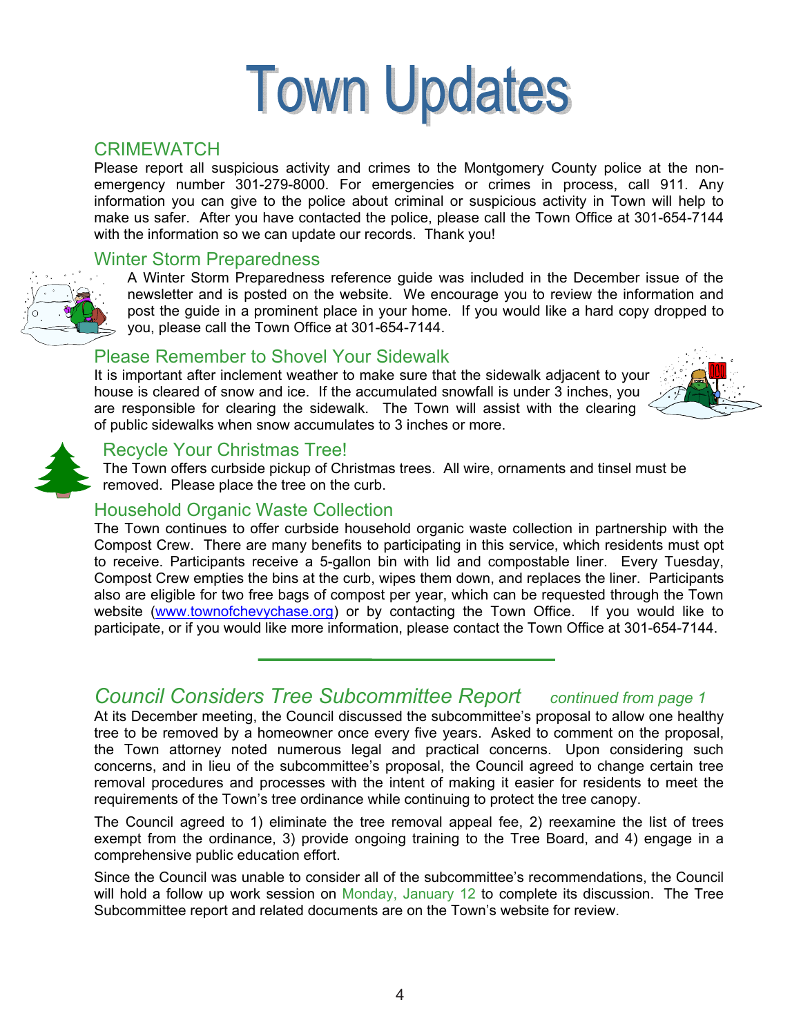# Town Updates

## CRIMEWATCH

Please report all suspicious activity and crimes to the Montgomery County police at the non-emergency number 301-279-8000. For emergencies or crimes in process, call 911. Any information you can give to the police about criminal or suspicious activity in Town will help to make us safer. After you have contacted the police, please call the Town Office at 301-654-7144 with the information so we can update our records. Thank you!

## Winter Storm Preparedness

A Winter Storm Preparedness reference guide was included in the December issue of the newsletter and is posted on the website. We encourage you to review the information and post the guide in a prominent place in your home. If you would like a hard copy dropped to you, please call the Town Office at 301-654-7144.

## Please Remember to Shovel Your Sidewalk

It is important after inclement weather to make sure that the sidewalk adjacent to your house is cleared of snow and ice. If the accumulated snowfall is under 3 inches, you are responsible for clearing the sidewalk. The Town will assist with the clearing of public sidewalks when snow accumulates to 3 inches or more.

## Recycle Your Christmas Tree!

The Town offers curbside pickup of Christmas trees. All wire, ornaments and tinsel must be removed. Please place the tree on the curb.

## Household Organic Waste Collection

The Town continues to offer curbside household organic waste collection in partnership with the Compost Crew. There are many benefits to participating in this service, which residents must opt to receive. Participants receive a 5-gallon bin with lid and compostable liner. Every Tuesday, Compost Crew empties the bins at the curb, wipes them down, and replaces the liner. Participants also are eligible for two free bags of compost per year, which can be requested through the Town website (www.townofchevychase.org) or by contacting the Town Office. If you would like to participate, or if you would like more information, please contact the Town Office at 301-654-7144.

---

## *Council Considers Tree Subcommittee Report* *continued from page 1*

At its December meeting, the Council discussed the subcommittee's proposal to allow one healthy tree to be removed by a homeowner once every five years. Asked to comment on the proposal, the Town attorney noted numerous legal and practical concerns. Upon considering such concerns, and in lieu of the subcommittee's proposal, the Council agreed to change certain tree removal procedures and processes with the intent of making it easier for residents to meet the requirements of the Town's tree ordinance while continuing to protect the tree canopy.

The Council agreed to 1) eliminate the tree removal appeal fee, 2) reexamine the list of trees exempt from the ordinance, 3) provide ongoing training to the Tree Board, and 4) engage in a comprehensive public education effort.

Since the Council was unable to consider all of the subcommittee's recommendations, the Council will hold a follow up work session on Monday, January 12 to complete its discussion. The Tree Subcommittee report and related documents are on the Town's website for review.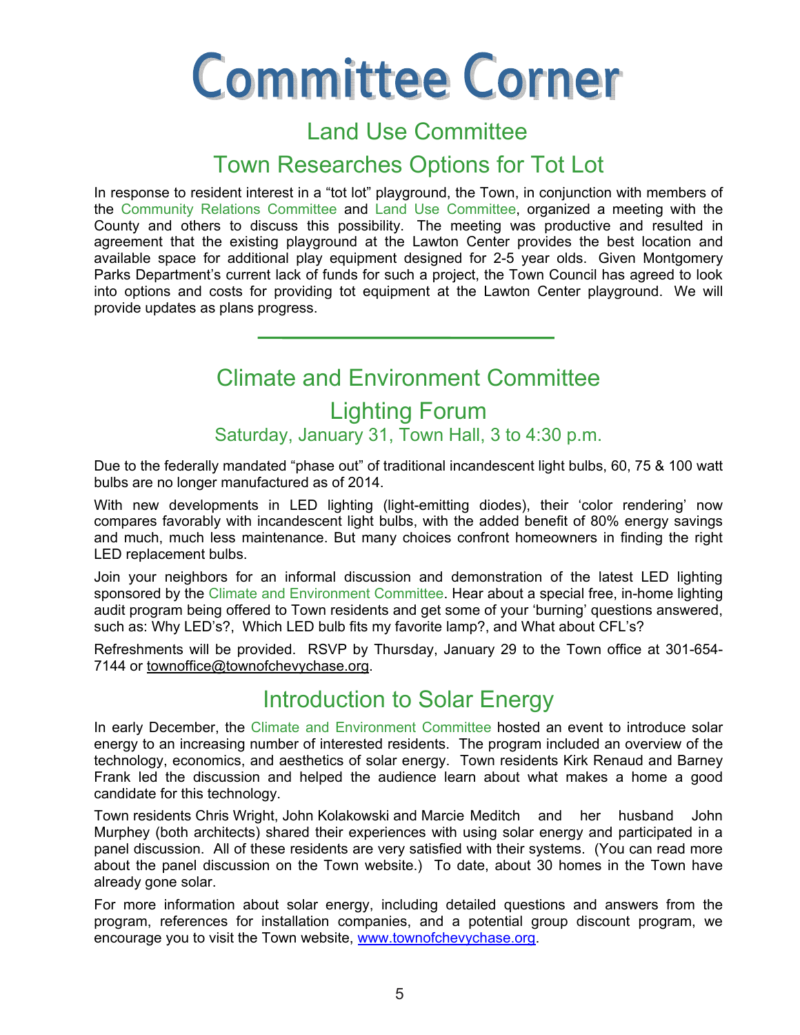# Committee Corner

## Land Use Committee

## Town Researches Options for Tot Lot

In response to resident interest in a "tot lot" playground, the Town, in conjunction with members of the Community Relations Committee and Land Use Committee, organized a meeting with the County and others to discuss this possibility. The meeting was productive and resulted in agreement that the existing playground at the Lawton Center provides the best location and available space for additional play equipment designed for 2-5 year olds. Given Montgomery Parks Department's current lack of funds for such a project, the Town Council has agreed to look into options and costs for providing tot equipment at the Lawton Center playground. We will provide updates as plans progress.

---

## Climate and Environment Committee

## Lighting Forum

### Saturday, January 31, Town Hall, 3 to 4:30 p.m.

Due to the federally mandated "phase out" of traditional incandescent light bulbs, 60, 75 & 100 watt bulbs are no longer manufactured as of 2014.

With new developments in LED lighting (light-emitting diodes), their 'color rendering' now compares favorably with incandescent light bulbs, with the added benefit of 80% energy savings and much, much less maintenance. But many choices confront homeowners in finding the right LED replacement bulbs.

Join your neighbors for an informal discussion and demonstration of the latest LED lighting sponsored by the Climate and Environment Committee. Hear about a special free, in-home lighting audit program being offered to Town residents and get some of your 'burning' questions answered, such as: Why LED's?, Which LED bulb fits my favorite lamp?, and What about CFL's?

Refreshments will be provided. RSVP by Thursday, January 29 to the Town office at 301-654-7144 or townoffice@townofchevychase.org.

## Introduction to Solar Energy

In early December, the Climate and Environment Committee hosted an event to introduce solar energy to an increasing number of interested residents. The program included an overview of the technology, economics, and aesthetics of solar energy. Town residents Kirk Renaud and Barney Frank led the discussion and helped the audience learn about what makes a home a good candidate for this technology.

Town residents Chris Wright, John Kolakowski and Marcie Meditch and her husband John Murphey (both architects) shared their experiences with using solar energy and participated in a panel discussion. All of these residents are very satisfied with their systems. (You can read more about the panel discussion on the Town website.) To date, about 30 homes in the Town have already gone solar.

For more information about solar energy, including detailed questions and answers from the program, references for installation companies, and a potential group discount program, we encourage you to visit the Town website, www.townofchevychase.org.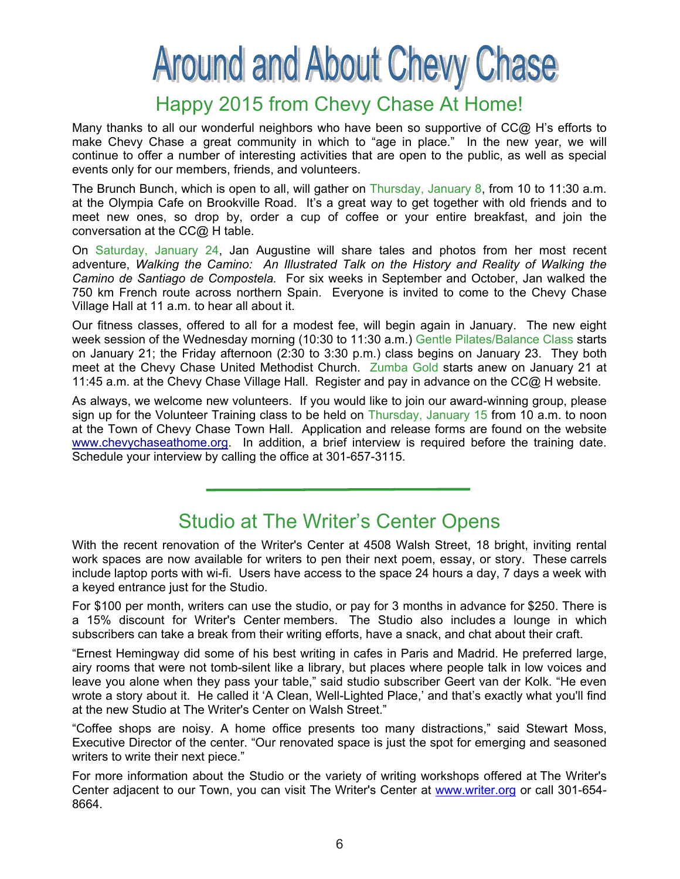# Around and About Chevy Chase

## Happy 2015 from Chevy Chase At Home!

Many thanks to all our wonderful neighbors who have been so supportive of CC@ H's efforts to make Chevy Chase a great community in which to "age in place." In the new year, we will continue to offer a number of interesting activities that are open to the public, as well as special events only for our members, friends, and volunteers.

The Brunch Bunch, which is open to all, will gather on Thursday, January 8, from 10 to 11:30 a.m. at the Olympia Cafe on Brookville Road. It's a great way to get together with old friends and to meet new ones, so drop by, order a cup of coffee or your entire breakfast, and join the conversation at the CC@ H table.

On Saturday, January 24, Jan Augustine will share tales and photos from her most recent adventure, *Walking the Camino: An Illustrated Talk on the History and Reality of Walking the Camino de Santiago de Compostela.* For six weeks in September and October, Jan walked the 750 km French route across northern Spain. Everyone is invited to come to the Chevy Chase Village Hall at 11 a.m. to hear all about it.

Our fitness classes, offered to all for a modest fee, will begin again in January. The new eight week session of the Wednesday morning (10:30 to 11:30 a.m.) Gentle Pilates/Balance Class starts on January 21; the Friday afternoon (2:30 to 3:30 p.m.) class begins on January 23. They both meet at the Chevy Chase United Methodist Church. Zumba Gold starts anew on January 21 at 11:45 a.m. at the Chevy Chase Village Hall. Register and pay in advance on the CC@ H website.

As always, we welcome new volunteers. If you would like to join our award-winning group, please sign up for the Volunteer Training class to be held on Thursday, January 15 from 10 a.m. to noon at the Town of Chevy Chase Town Hall. Application and release forms are found on the website www.chevychaseathome.org. In addition, a brief interview is required before the training date. Schedule your interview by calling the office at 301-657-3115.

---

## Studio at The Writer's Center Opens

With the recent renovation of the Writer's Center at 4508 Walsh Street, 18 bright, inviting rental work spaces are now available for writers to pen their next poem, essay, or story. These carrels include laptop ports with wi-fi. Users have access to the space 24 hours a day, 7 days a week with a keyed entrance just for the Studio.

For $100 per month, writers can use the studio, or pay for 3 months in advance for $250. There is a 15% discount for Writer's Center members. The Studio also includes a lounge in which subscribers can take a break from their writing efforts, have a snack, and chat about their craft.

"Ernest Hemingway did some of his best writing in cafes in Paris and Madrid. He preferred large, airy rooms that were not tomb-silent like a library, but places where people talk in low voices and leave you alone when they pass your table," said studio subscriber Geert van der Kolk. "He even wrote a story about it. He called it 'A Clean, Well-Lighted Place,' and that's exactly what you'll find at the new Studio at The Writer's Center on Walsh Street."

"Coffee shops are noisy. A home office presents too many distractions," said Stewart Moss, Executive Director of the center. "Our renovated space is just the spot for emerging and seasoned writers to write their next piece."

For more information about the Studio or the variety of writing workshops offered at The Writer's Center adjacent to our Town, you can visit The Writer's Center at www.writer.org or call 301-654-8664.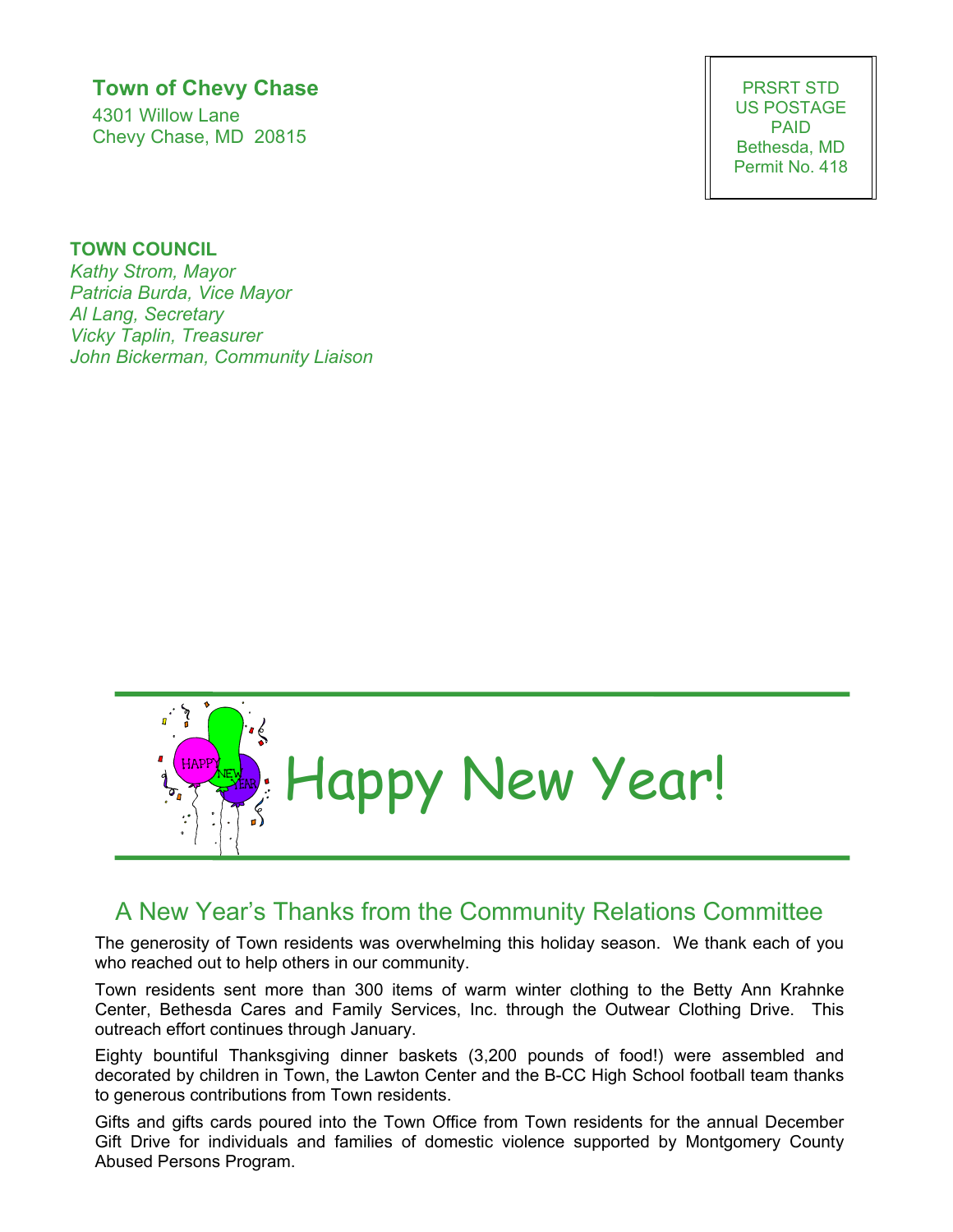**Town of Chevy Chase**
4301 Willow Lane
Chevy Chase, MD 20815

PRSRT STD
US POSTAGE
PAID
Bethesda, MD
Permit No. 418

**TOWN COUNCIL**
*Kathy Strom, Mayor*
*Patricia Burda, Vice Mayor*
*Al Lang, Secretary*
*Vicky Taplin, Treasurer*
*John Bickerman, Community Liaison*

# Happy New Year!

## A New Year's Thanks from the Community Relations Committee

The generosity of Town residents was overwhelming this holiday season. We thank each of you who reached out to help others in our community.

Town residents sent more than 300 items of warm winter clothing to the Betty Ann Krahnke Center, Bethesda Cares and Family Services, Inc. through the Outwear Clothing Drive. This outreach effort continues through January.

Eighty bountiful Thanksgiving dinner baskets (3,200 pounds of food!) were assembled and decorated by children in Town, the Lawton Center and the B-CC High School football team thanks to generous contributions from Town residents.

Gifts and gifts cards poured into the Town Office from Town residents for the annual December Gift Drive for individuals and families of domestic violence supported by Montgomery County Abused Persons Program.